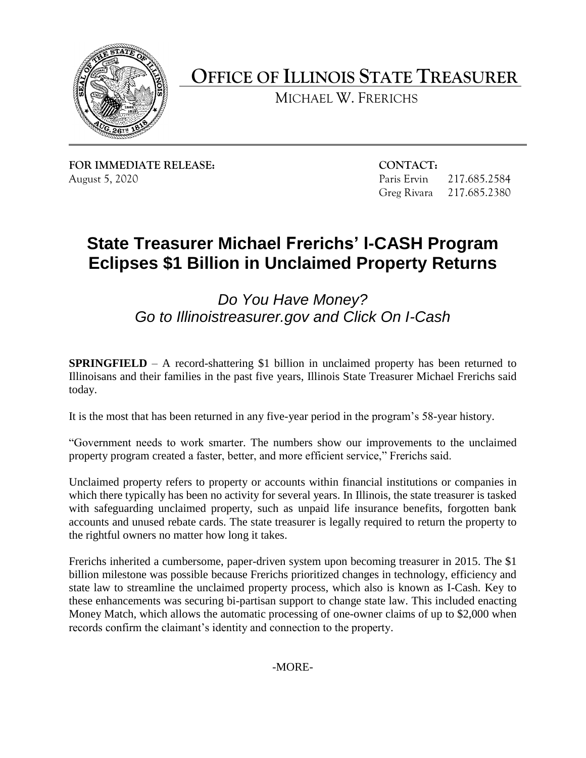# OFFICE OF ILLINOIS STATE TREASURER

MICHAEL W. FRERICHS

**FOR IMMEDIATE RELEASE:**
August 5, 2020

**CONTACT:**
Paris Ervin 217.685.2584
Greg Rivara 217.685.2380

## State Treasurer Michael Frerichs' I-CASH Program Eclipses $1 Billion in Unclaimed Property Returns

*Do You Have Money?*
*Go to Illinoistreasurer.gov and Click On I-Cash*

**SPRINGFIELD** – A record-shattering $1 billion in unclaimed property has been returned to Illinoisans and their families in the past five years, Illinois State Treasurer Michael Frerichs said today.

It is the most that has been returned in any five-year period in the program's 58-year history.

"Government needs to work smarter. The numbers show our improvements to the unclaimed property program created a faster, better, and more efficient service," Frerichs said.

Unclaimed property refers to property or accounts within financial institutions or companies in which there typically has been no activity for several years. In Illinois, the state treasurer is tasked with safeguarding unclaimed property, such as unpaid life insurance benefits, forgotten bank accounts and unused rebate cards. The state treasurer is legally required to return the property to the rightful owners no matter how long it takes.

Frerichs inherited a cumbersome, paper-driven system upon becoming treasurer in 2015. The $1 billion milestone was possible because Frerichs prioritized changes in technology, efficiency and state law to streamline the unclaimed property process, which also is known as I-Cash. Key to these enhancements was securing bi-partisan support to change state law. This included enacting Money Match, which allows the automatic processing of one-owner claims of up to $2,000 when records confirm the claimant's identity and connection to the property.

-MORE-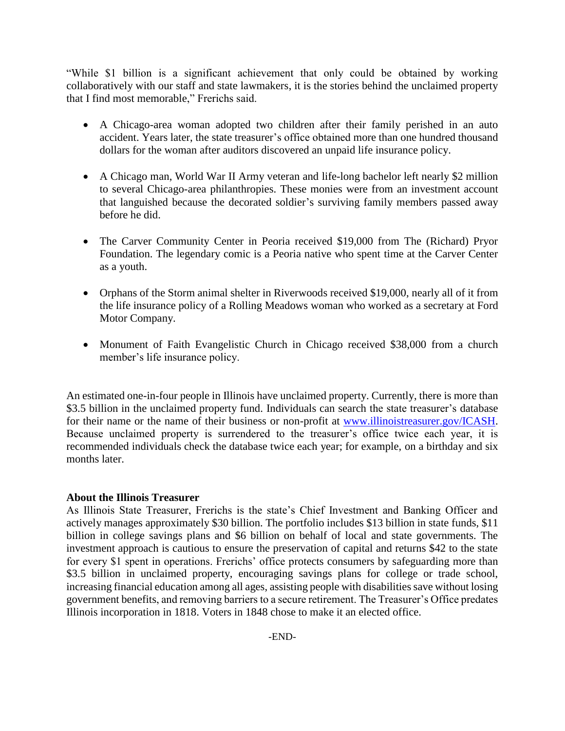"While $1 billion is a significant achievement that only could be obtained by working collaboratively with our staff and state lawmakers, it is the stories behind the unclaimed property that I find most memorable," Frerichs said.

- A Chicago-area woman adopted two children after their family perished in an auto accident. Years later, the state treasurer's office obtained more than one hundred thousand dollars for the woman after auditors discovered an unpaid life insurance policy.

- A Chicago man, World War II Army veteran and life-long bachelor left nearly $2 million to several Chicago-area philanthropies. These monies were from an investment account that languished because the decorated soldier's surviving family members passed away before he did.

- The Carver Community Center in Peoria received $19,000 from The (Richard) Pryor Foundation. The legendary comic is a Peoria native who spent time at the Carver Center as a youth.

- Orphans of the Storm animal shelter in Riverwoods received $19,000, nearly all of it from the life insurance policy of a Rolling Meadows woman who worked as a secretary at Ford Motor Company.

- Monument of Faith Evangelistic Church in Chicago received $38,000 from a church member's life insurance policy.

An estimated one-in-four people in Illinois have unclaimed property. Currently, there is more than $3.5 billion in the unclaimed property fund. Individuals can search the state treasurer's database for their name or the name of their business or non-profit at [www.illinoistreasurer.gov/ICASH](www.illinoistreasurer.gov/ICASH). Because unclaimed property is surrendered to the treasurer's office twice each year, it is recommended individuals check the database twice each year; for example, on a birthday and six months later.

**About the Illinois Treasurer**

As Illinois State Treasurer, Frerichs is the state's Chief Investment and Banking Officer and actively manages approximately $30 billion. The portfolio includes $13 billion in state funds, $11 billion in college savings plans and $6 billion on behalf of local and state governments. The investment approach is cautious to ensure the preservation of capital and returns $42 to the state for every $1 spent in operations. Frerichs' office protects consumers by safeguarding more than $3.5 billion in unclaimed property, encouraging savings plans for college or trade school, increasing financial education among all ages, assisting people with disabilities save without losing government benefits, and removing barriers to a secure retirement. The Treasurer's Office predates Illinois incorporation in 1818. Voters in 1848 chose to make it an elected office.

-END-